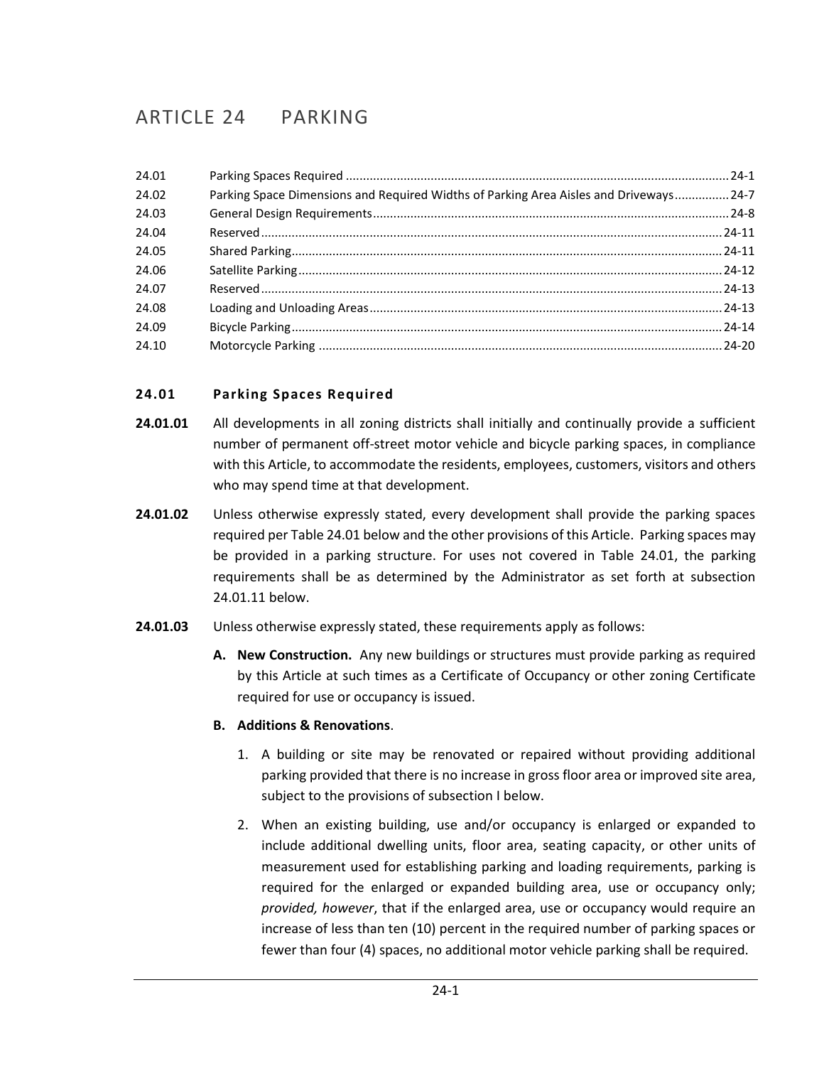# ARTICLE 24 PARKING

| | | |
|---|---|---|
| 24.01 | Parking Spaces Required | 24-1 |
| 24.02 | Parking Space Dimensions and Required Widths of Parking Area Aisles and Driveways | 24-7 |
| 24.03 | General Design Requirements | 24-8 |
| 24.04 | Reserved | 24-11 |
| 24.05 | Shared Parking | 24-11 |
| 24.06 | Satellite Parking | 24-12 |
| 24.07 | Reserved | 24-13 |
| 24.08 | Loading and Unloading Areas | 24-13 |
| 24.09 | Bicycle Parking | 24-14 |
| 24.10 | Motorcycle Parking | 24-20 |

## 24.01 Parking Spaces Required

**24.01.01** All developments in all zoning districts shall initially and continually provide a sufficient number of permanent off-street motor vehicle and bicycle parking spaces, in compliance with this Article, to accommodate the residents, employees, customers, visitors and others who may spend time at that development.

**24.01.02** Unless otherwise expressly stated, every development shall provide the parking spaces required per Table 24.01 below and the other provisions of this Article. Parking spaces may be provided in a parking structure. For uses not covered in Table 24.01, the parking requirements shall be as determined by the Administrator as set forth at subsection 24.01.11 below.

**24.01.03** Unless otherwise expressly stated, these requirements apply as follows:

**A. New Construction.** Any new buildings or structures must provide parking as required by this Article at such times as a Certificate of Occupancy or other zoning Certificate required for use or occupancy is issued.

**B. Additions & Renovations**.

1. A building or site may be renovated or repaired without providing additional parking provided that there is no increase in gross floor area or improved site area, subject to the provisions of subsection I below.
2. When an existing building, use and/or occupancy is enlarged or expanded to include additional dwelling units, floor area, seating capacity, or other units of measurement used for establishing parking and loading requirements, parking is required for the enlarged or expanded building area, use or occupancy only; *provided, however*, that if the enlarged area, use or occupancy would require an increase of less than ten (10) percent in the required number of parking spaces or fewer than four (4) spaces, no additional motor vehicle parking shall be required.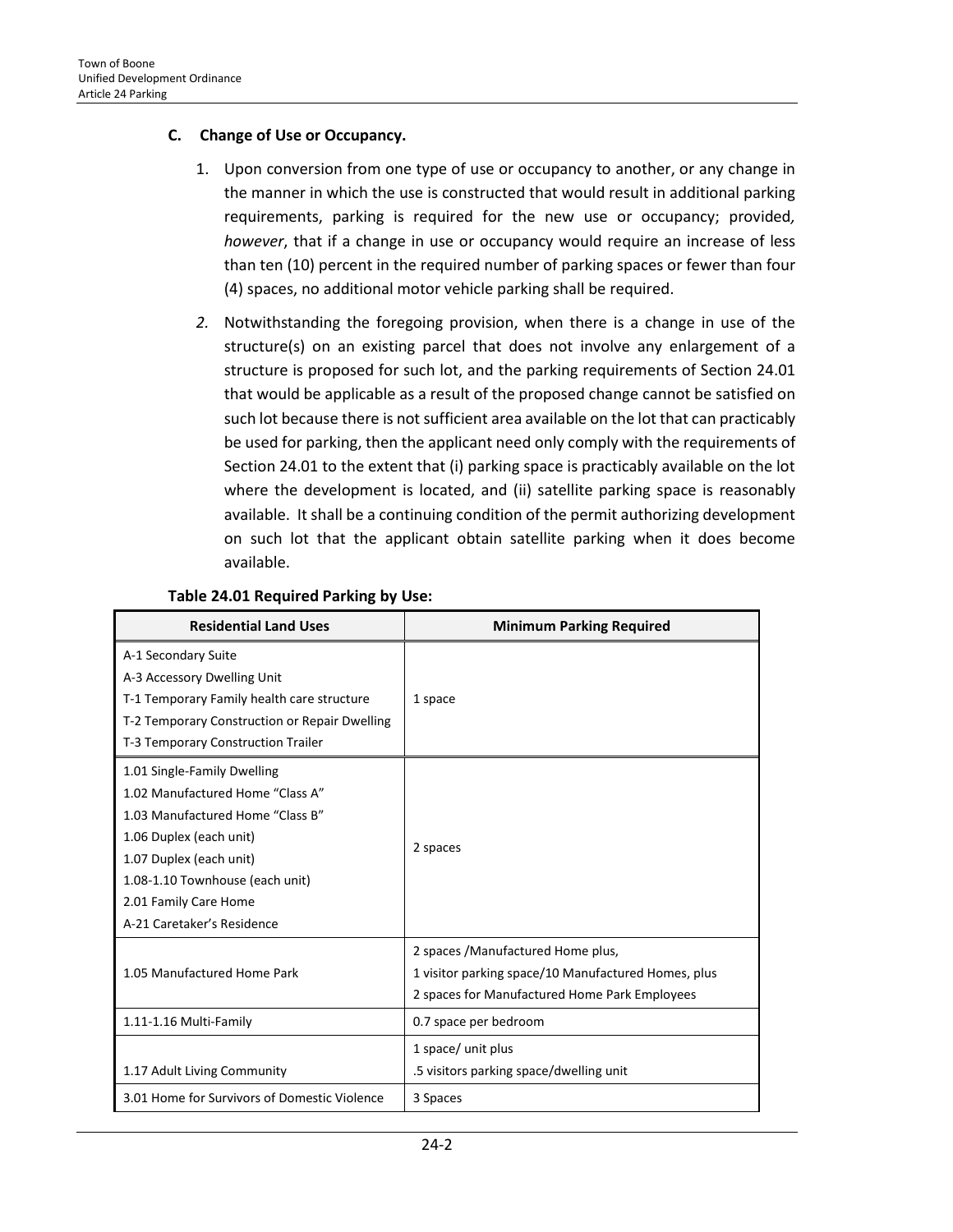### C. Change of Use or Occupancy.

1. Upon conversion from one type of use or occupancy to another, or any change in the manner in which the use is constructed that would result in additional parking requirements, parking is required for the new use or occupancy; provided, *however*, that if a change in use or occupancy would require an increase of less than ten (10) percent in the required number of parking spaces or fewer than four (4) spaces, no additional motor vehicle parking shall be required.

2. Notwithstanding the foregoing provision, when there is a change in use of the structure(s) on an existing parcel that does not involve any enlargement of a structure is proposed for such lot, and the parking requirements of Section 24.01 that would be applicable as a result of the proposed change cannot be satisfied on such lot because there is not sufficient area available on the lot that can practicably be used for parking, then the applicant need only comply with the requirements of Section 24.01 to the extent that (i) parking space is practicably available on the lot where the development is located, and (ii) satellite parking space is reasonably available. It shall be a continuing condition of the permit authorizing development on such lot that the applicant obtain satellite parking when it does become available.

**Table 24.01 Required Parking by Use:**

| Residential Land Uses | Minimum Parking Required |
|---|---|
| A-1 Secondary Suite<br>A-3 Accessory Dwelling Unit<br>T-1 Temporary Family health care structure<br>T-2 Temporary Construction or Repair Dwelling<br>T-3 Temporary Construction Trailer | 1 space |
| 1.01 Single-Family Dwelling<br>1.02 Manufactured Home "Class A"<br>1.03 Manufactured Home "Class B"<br>1.06 Duplex (each unit)<br>1.07 Duplex (each unit)<br>1.08-1.10 Townhouse (each unit)<br>2.01 Family Care Home<br>A-21 Caretaker's Residence | 2 spaces |
| 1.05 Manufactured Home Park | 2 spaces /Manufactured Home plus,<br>1 visitor parking space/10 Manufactured Homes, plus<br>2 spaces for Manufactured Home Park Employees |
| 1.11-1.16 Multi-Family | 0.7 space per bedroom |
| 1.17 Adult Living Community | 1 space/ unit plus<br>.5 visitors parking space/dwelling unit |
| 3.01 Home for Survivors of Domestic Violence | 3 Spaces |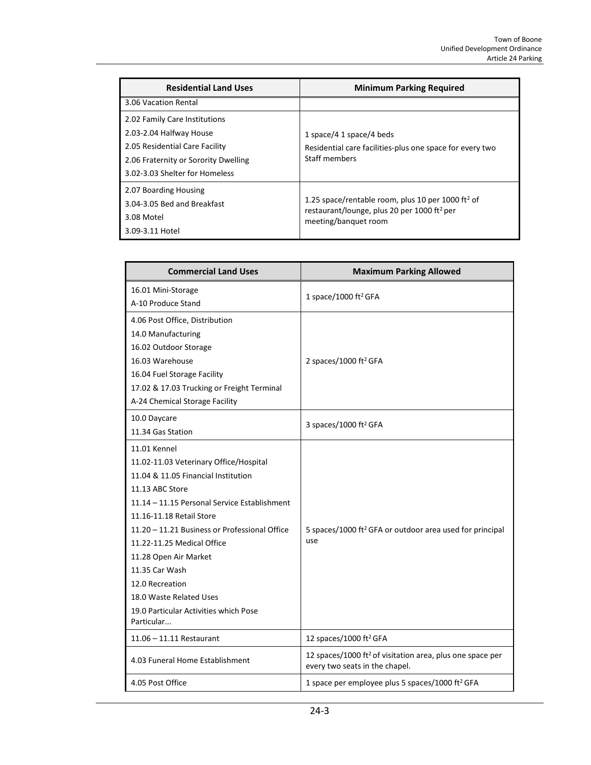| Residential Land Uses | Minimum Parking Required |
| --- | --- |
| 3.06 Vacation Rental | |
| 2.02 Family Care Institutions<br>2.03-2.04 Halfway House<br>2.05 Residential Care Facility<br>2.06 Fraternity or Sorority Dwelling<br>3.02-3.03 Shelter for Homeless | 1 space/4 1 space/4 beds<br>Residential care facilities-plus one space for every two Staff members |
| 2.07 Boarding Housing<br>3.04-3.05 Bed and Breakfast<br>3.08 Motel<br>3.09-3.11 Hotel | 1.25 space/rentable room, plus 10 per 1000 ft$^2$ of restaurant/lounge, plus 20 per 1000 ft$^2$ per meeting/banquet room |

| Commercial Land Uses | Maximum Parking Allowed |
| --- | --- |
| 16.01 Mini-Storage<br>A-10 Produce Stand | 1 space/1000 ft$^2$ GFA |
| 4.06 Post Office, Distribution<br>14.0 Manufacturing<br>16.02 Outdoor Storage<br>16.03 Warehouse<br>16.04 Fuel Storage Facility<br>17.02 & 17.03 Trucking or Freight Terminal<br>A-24 Chemical Storage Facility | 2 spaces/1000 ft$^2$ GFA |
| 10.0 Daycare<br>11.34 Gas Station | 3 spaces/1000 ft$^2$ GFA |
| 11.01 Kennel<br>11.02-11.03 Veterinary Office/Hospital<br>11.04 & 11.05 Financial Institution<br>11.13 ABC Store<br>11.14 – 11.15 Personal Service Establishment<br>11.16-11.18 Retail Store<br>11.20 – 11.21 Business or Professional Office<br>11.22-11.25 Medical Office<br>11.28 Open Air Market<br>11.35 Car Wash<br>12.0 Recreation<br>18.0 Waste Related Uses<br>19.0 Particular Activities which Pose Particular... | 5 spaces/1000 ft$^2$ GFA or outdoor area used for principal use |
| 11.06 – 11.11 Restaurant | 12 spaces/1000 ft$^2$ GFA |
| 4.03 Funeral Home Establishment | 12 spaces/1000 ft$^2$ of visitation area, plus one space per every two seats in the chapel. |
| 4.05 Post Office | 1 space per employee plus 5 spaces/1000 ft$^2$ GFA |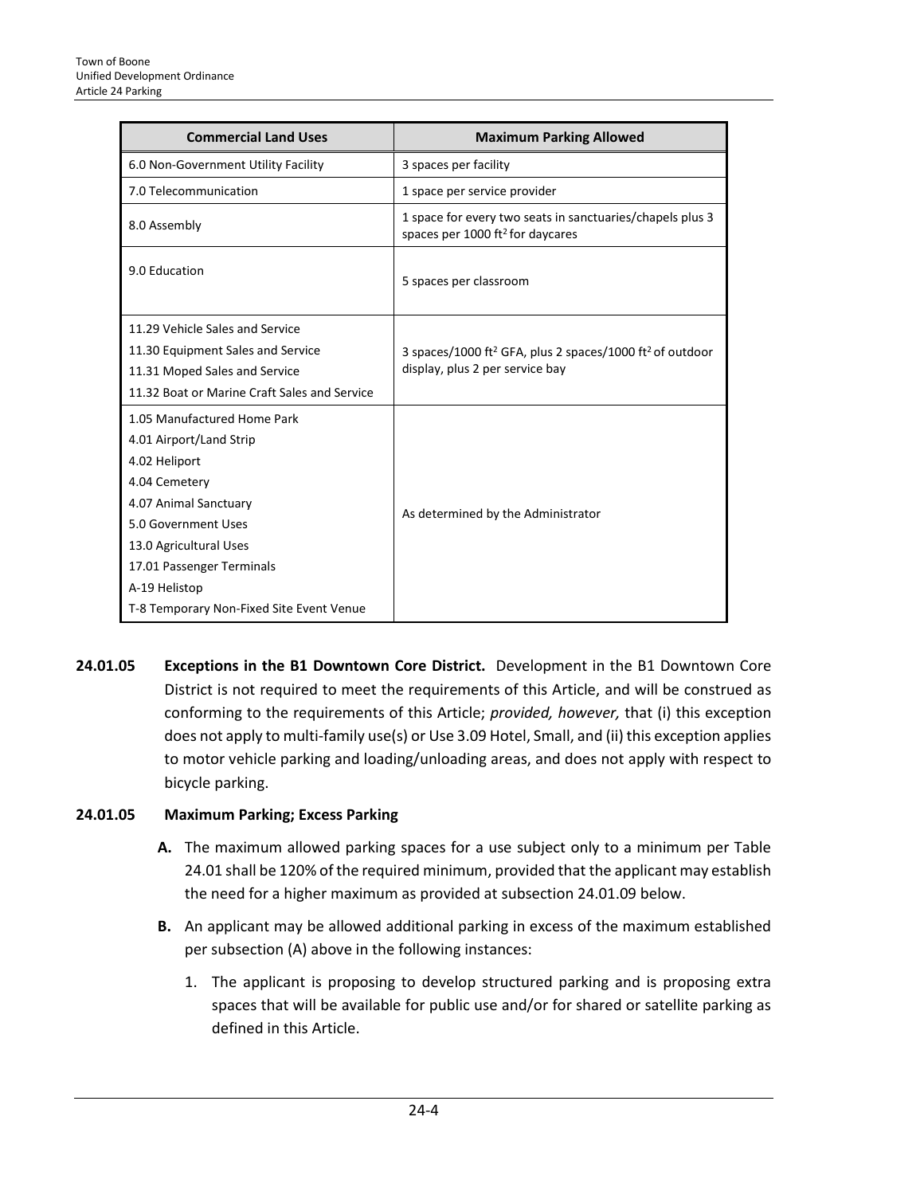| Commercial Land Uses | Maximum Parking Allowed |
| --- | --- |
| 6.0 Non-Government Utility Facility | 3 spaces per facility |
| 7.0 Telecommunication | 1 space per service provider |
| 8.0 Assembly | 1 space for every two seats in sanctuaries/chapels plus 3 spaces per 1000 $ft^2$ for daycares |
| 9.0 Education | 5 spaces per classroom |
| 11.29 Vehicle Sales and Service<br>11.30 Equipment Sales and Service<br>11.31 Moped Sales and Service<br>11.32 Boat or Marine Craft Sales and Service | 3 spaces/1000 $ft^2$ GFA, plus 2 spaces/1000 $ft^2$ of outdoor display, plus 2 per service bay |
| 1.05 Manufactured Home Park<br>4.01 Airport/Land Strip<br>4.02 Heliport<br>4.04 Cemetery<br>4.07 Animal Sanctuary<br>5.0 Government Uses<br>13.0 Agricultural Uses<br>17.01 Passenger Terminals<br>A-19 Helistop<br>T-8 Temporary Non-Fixed Site Event Venue | As determined by the Administrator |

**24.01.05 Exceptions in the B1 Downtown Core District.** Development in the B1 Downtown Core District is not required to meet the requirements of this Article, and will be construed as conforming to the requirements of this Article; *provided, however,* that (i) this exception does not apply to multi-family use(s) or Use 3.09 Hotel, Small, and (ii) this exception applies to motor vehicle parking and loading/unloading areas, and does not apply with respect to bicycle parking.

**24.01.05 Maximum Parking; Excess Parking**

**A.** The maximum allowed parking spaces for a use subject only to a minimum per Table 24.01 shall be 120% of the required minimum, provided that the applicant may establish the need for a higher maximum as provided at subsection 24.01.09 below.

**B.** An applicant may be allowed additional parking in excess of the maximum established per subsection (A) above in the following instances:

1. The applicant is proposing to develop structured parking and is proposing extra spaces that will be available for public use and/or for shared or satellite parking as defined in this Article.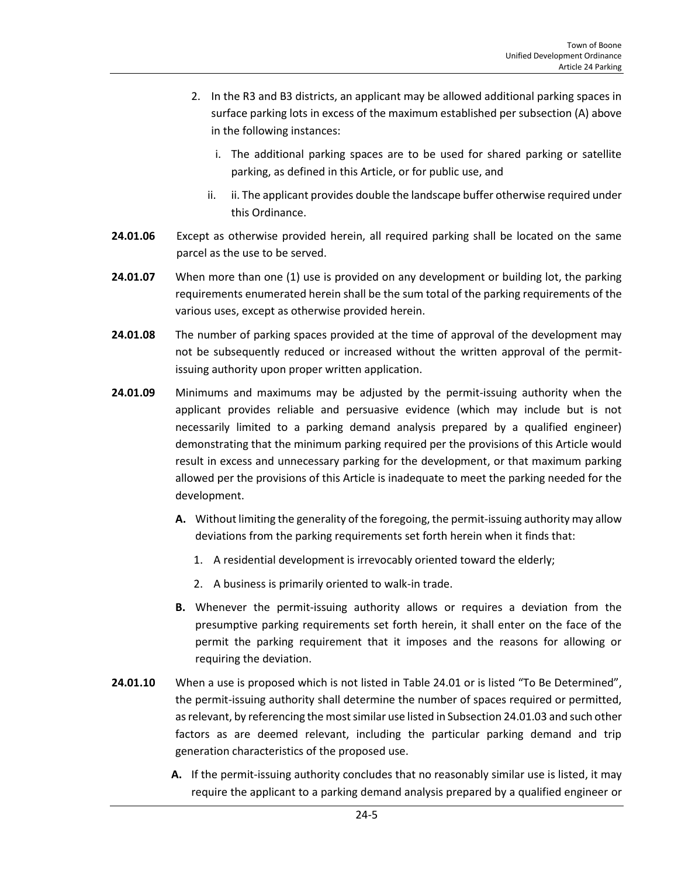2. In the R3 and B3 districts, an applicant may be allowed additional parking spaces in surface parking lots in excess of the maximum established per subsection (A) above in the following instances:

   i. The additional parking spaces are to be used for shared parking or satellite parking, as defined in this Article, or for public use, and

   ii. ii. The applicant provides double the landscape buffer otherwise required under this Ordinance.

**24.01.06** Except as otherwise provided herein, all required parking shall be located on the same parcel as the use to be served.

**24.01.07** When more than one (1) use is provided on any development or building lot, the parking requirements enumerated herein shall be the sum total of the parking requirements of the various uses, except as otherwise provided herein.

**24.01.08** The number of parking spaces provided at the time of approval of the development may not be subsequently reduced or increased without the written approval of the permit-issuing authority upon proper written application.

**24.01.09** Minimums and maximums may be adjusted by the permit-issuing authority when the applicant provides reliable and persuasive evidence (which may include but is not necessarily limited to a parking demand analysis prepared by a qualified engineer) demonstrating that the minimum parking required per the provisions of this Article would result in excess and unnecessary parking for the development, or that maximum parking allowed per the provisions of this Article is inadequate to meet the parking needed for the development.

**A.** Without limiting the generality of the foregoing, the permit-issuing authority may allow deviations from the parking requirements set forth herein when it finds that:

1. A residential development is irrevocably oriented toward the elderly;
2. A business is primarily oriented to walk-in trade.

**B.** Whenever the permit-issuing authority allows or requires a deviation from the presumptive parking requirements set forth herein, it shall enter on the face of the permit the parking requirement that it imposes and the reasons for allowing or requiring the deviation.

**24.01.10** When a use is proposed which is not listed in Table 24.01 or is listed "To Be Determined", the permit-issuing authority shall determine the number of spaces required or permitted, as relevant, by referencing the most similar use listed in Subsection 24.01.03 and such other factors as are deemed relevant, including the particular parking demand and trip generation characteristics of the proposed use.

**A.** If the permit-issuing authority concludes that no reasonably similar use is listed, it may require the applicant to a parking demand analysis prepared by a qualified engineer or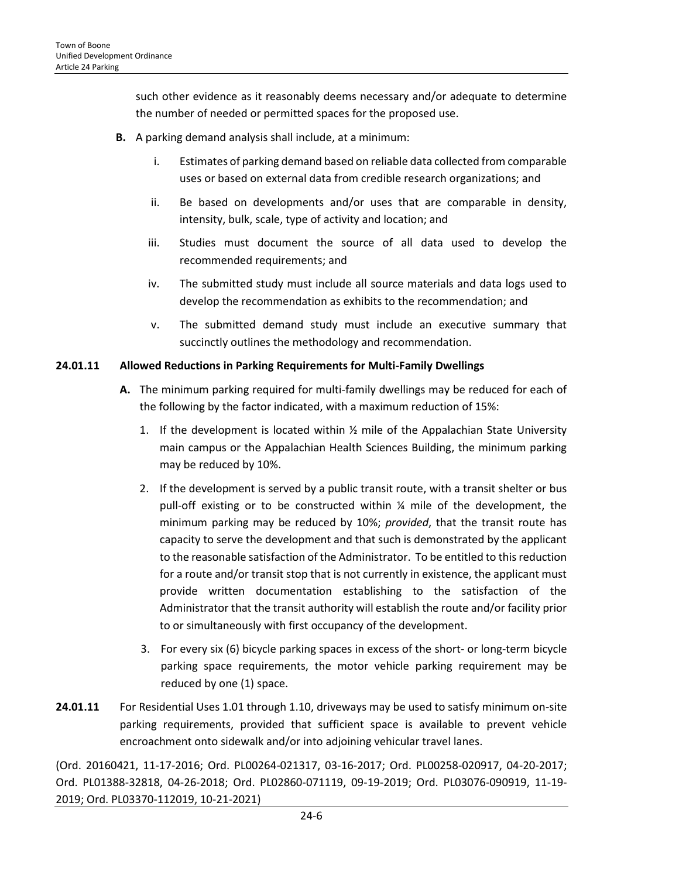such other evidence as it reasonably deems necessary and/or adequate to determine the number of needed or permitted spaces for the proposed use.

**B.** A parking demand analysis shall include, at a minimum:

i. Estimates of parking demand based on reliable data collected from comparable uses or based on external data from credible research organizations; and

ii. Be based on developments and/or uses that are comparable in density, intensity, bulk, scale, type of activity and location; and

iii. Studies must document the source of all data used to develop the recommended requirements; and

iv. The submitted study must include all source materials and data logs used to develop the recommendation as exhibits to the recommendation; and

v. The submitted demand study must include an executive summary that succinctly outlines the methodology and recommendation.

**24.01.11 Allowed Reductions in Parking Requirements for Multi-Family Dwellings**

**A.** The minimum parking required for multi-family dwellings may be reduced for each of the following by the factor indicated, with a maximum reduction of 15%:

1. If the development is located within ½ mile of the Appalachian State University main campus or the Appalachian Health Sciences Building, the minimum parking may be reduced by 10%.
2. If the development is served by a public transit route, with a transit shelter or bus pull-off existing or to be constructed within ¼ mile of the development, the minimum parking may be reduced by 10%; *provided*, that the transit route has capacity to serve the development and that such is demonstrated by the applicant to the reasonable satisfaction of the Administrator. To be entitled to this reduction for a route and/or transit stop that is not currently in existence, the applicant must provide written documentation establishing to the satisfaction of the Administrator that the transit authority will establish the route and/or facility prior to or simultaneously with first occupancy of the development.
3. For every six (6) bicycle parking spaces in excess of the short- or long-term bicycle parking space requirements, the motor vehicle parking requirement may be reduced by one (1) space.

**24.01.11** For Residential Uses 1.01 through 1.10, driveways may be used to satisfy minimum on-site parking requirements, provided that sufficient space is available to prevent vehicle encroachment onto sidewalk and/or into adjoining vehicular travel lanes.

(Ord. 20160421, 11-17-2016; Ord. PL00264-021317, 03-16-2017; Ord. PL00258-020917, 04-20-2017; Ord. PL01388-32818, 04-26-2018; Ord. PL02860-071119, 09-19-2019; Ord. PL03076-090919, 11-19-2019; Ord. PL03370-112019, 10-21-2021)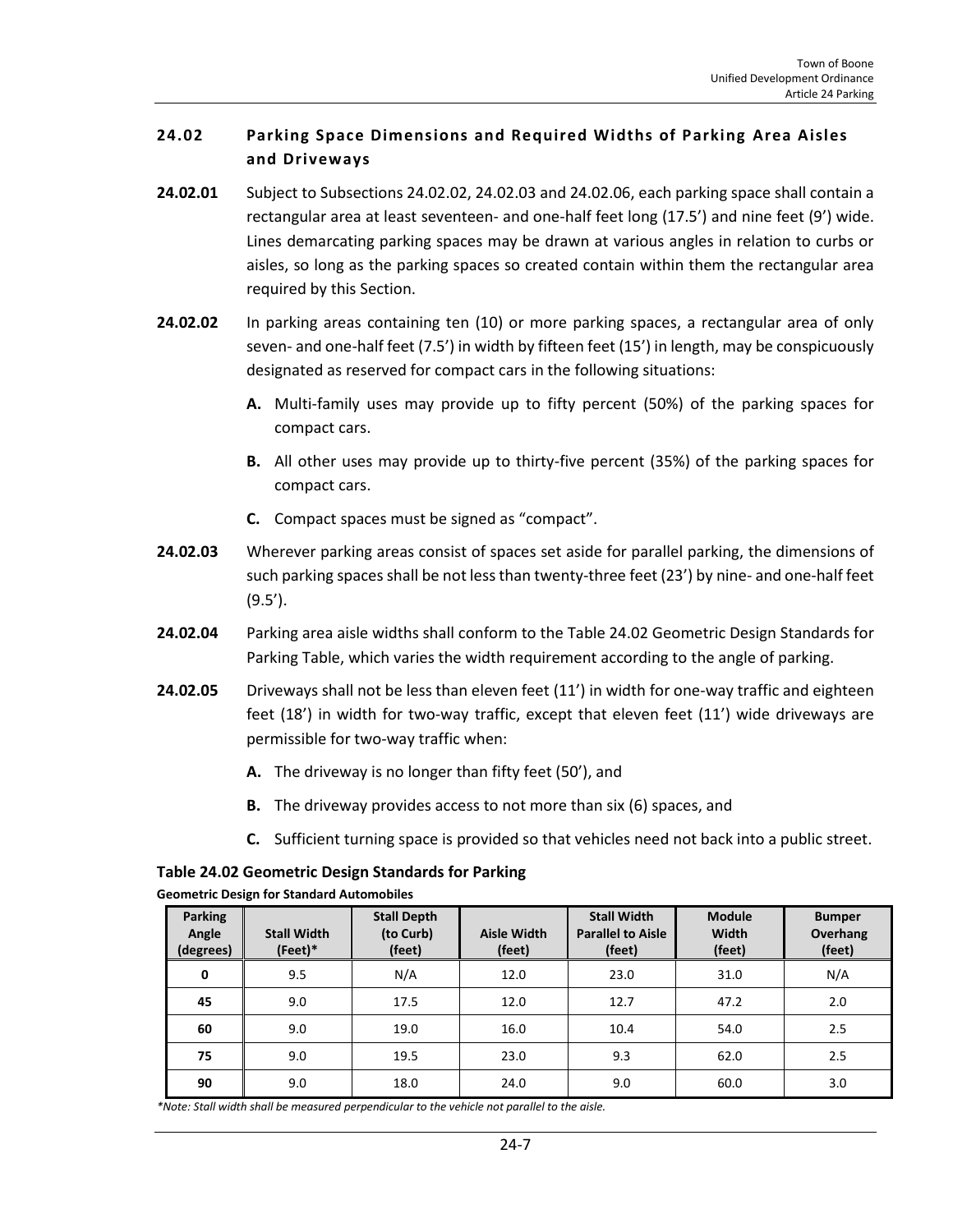## 24.02 Parking Space Dimensions and Required Widths of Parking Area Aisles and Driveways

**24.02.01** Subject to Subsections 24.02.02, 24.02.03 and 24.02.06, each parking space shall contain a rectangular area at least seventeen- and one-half feet long (17.5') and nine feet (9') wide. Lines demarcating parking spaces may be drawn at various angles in relation to curbs or aisles, so long as the parking spaces so created contain within them the rectangular area required by this Section.

**24.02.02** In parking areas containing ten (10) or more parking spaces, a rectangular area of only seven- and one-half feet (7.5') in width by fifteen feet (15') in length, may be conspicuously designated as reserved for compact cars in the following situations:

- **A.** Multi-family uses may provide up to fifty percent (50%) of the parking spaces for compact cars.
- **B.** All other uses may provide up to thirty-five percent (35%) of the parking spaces for compact cars.
- **C.** Compact spaces must be signed as "compact".

**24.02.03** Wherever parking areas consist of spaces set aside for parallel parking, the dimensions of such parking spaces shall be not less than twenty-three feet (23') by nine- and one-half feet (9.5').

**24.02.04** Parking area aisle widths shall conform to the Table 24.02 Geometric Design Standards for Parking Table, which varies the width requirement according to the angle of parking.

**24.02.05** Driveways shall not be less than eleven feet (11') in width for one-way traffic and eighteen feet (18') in width for two-way traffic, except that eleven feet (11') wide driveways are permissible for two-way traffic when:

- **A.** The driveway is no longer than fifty feet (50'), and
- **B.** The driveway provides access to not more than six (6) spaces, and
- **C.** Sufficient turning space is provided so that vehicles need not back into a public street.

### Table 24.02 Geometric Design Standards for Parking

**Geometric Design for Standard Automobiles**

| Parking Angle (degrees) | Stall Width (Feet)* | Stall Depth (to Curb) (feet) | Aisle Width (feet) | Stall Width Parallel to Aisle (feet) | Module Width (feet) | Bumper Overhang (feet) |
|---|---|---|---|---|---|---|
| **0** | 9.5 | N/A | 12.0 | 23.0 | 31.0 | N/A |
| **45** | 9.0 | 17.5 | 12.0 | 12.7 | 47.2 | 2.0 |
| **60** | 9.0 | 19.0 | 16.0 | 10.4 | 54.0 | 2.5 |
| **75** | 9.0 | 19.5 | 23.0 | 9.3 | 62.0 | 2.5 |
| **90** | 9.0 | 18.0 | 24.0 | 9.0 | 60.0 | 3.0 |

*\*Note: Stall width shall be measured perpendicular to the vehicle not parallel to the aisle.*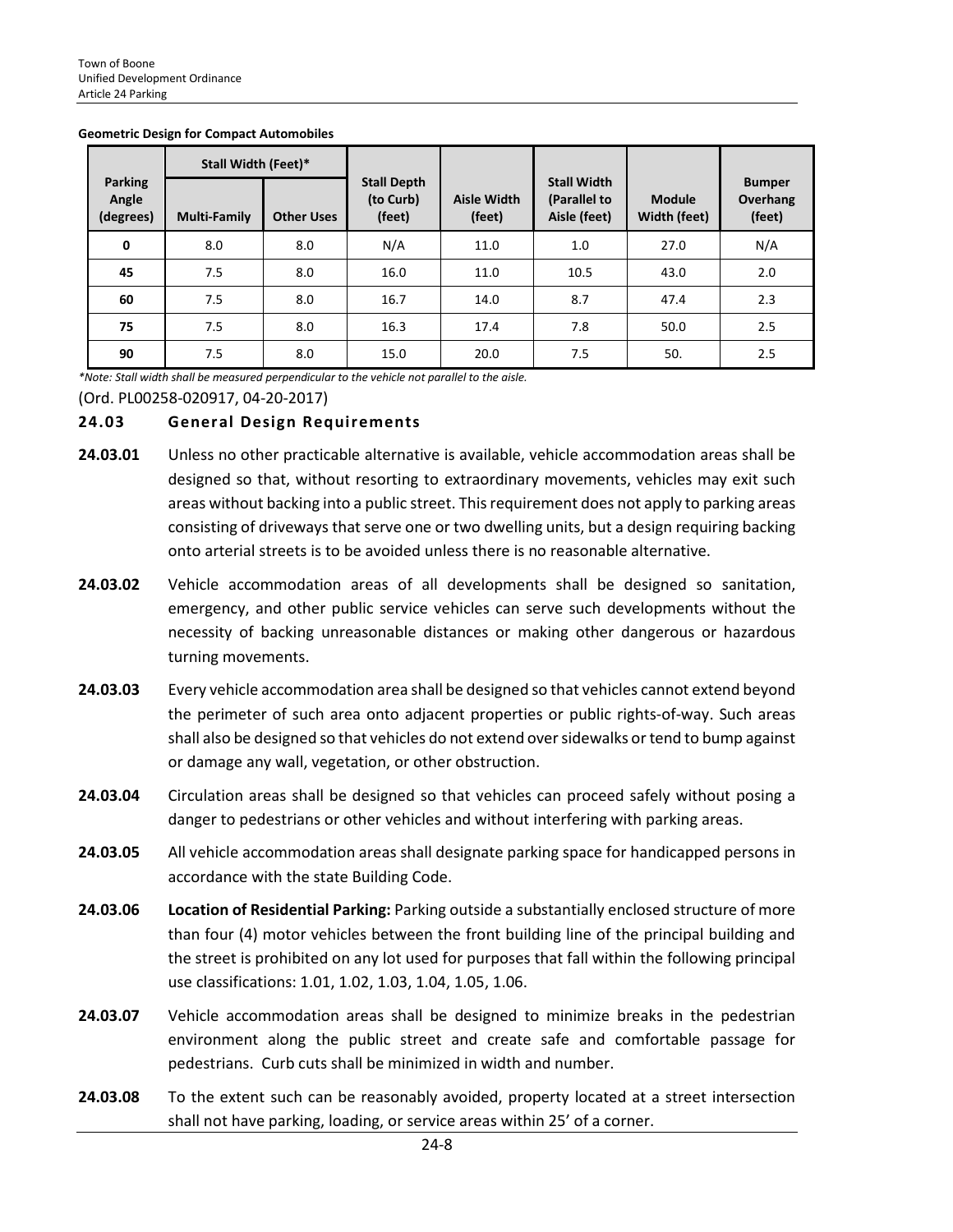**Geometric Design for Compact Automobiles**

| Parking Angle (degrees) | Stall Width (Feet)* | | Stall Depth (to Curb) (feet) | Aisle Width (feet) | Stall Width (Parallel to Aisle (feet) | Module Width (feet) | Bumper Overhang (feet) |
|---|---|---|---|---|---|---|---|
| | Multi-Family | Other Uses | | | | | |
| **0** | 8.0 | 8.0 | N/A | 11.0 | 1.0 | 27.0 | N/A |
| **45** | 7.5 | 8.0 | 16.0 | 11.0 | 10.5 | 43.0 | 2.0 |
| **60** | 7.5 | 8.0 | 16.7 | 14.0 | 8.7 | 47.4 | 2.3 |
| **75** | 7.5 | 8.0 | 16.3 | 17.4 | 7.8 | 50.0 | 2.5 |
| **90** | 7.5 | 8.0 | 15.0 | 20.0 | 7.5 | 50. | 2.5 |

*\*Note: Stall width shall be measured perpendicular to the vehicle not parallel to the aisle.*

(Ord. PL00258-020917, 04-20-2017)

### 24.03 General Design Requirements

**24.03.01** Unless no other practicable alternative is available, vehicle accommodation areas shall be designed so that, without resorting to extraordinary movements, vehicles may exit such areas without backing into a public street. This requirement does not apply to parking areas consisting of driveways that serve one or two dwelling units, but a design requiring backing onto arterial streets is to be avoided unless there is no reasonable alternative.

**24.03.02** Vehicle accommodation areas of all developments shall be designed so sanitation, emergency, and other public service vehicles can serve such developments without the necessity of backing unreasonable distances or making other dangerous or hazardous turning movements.

**24.03.03** Every vehicle accommodation area shall be designed so that vehicles cannot extend beyond the perimeter of such area onto adjacent properties or public rights-of-way. Such areas shall also be designed so that vehicles do not extend over sidewalks or tend to bump against or damage any wall, vegetation, or other obstruction.

**24.03.04** Circulation areas shall be designed so that vehicles can proceed safely without posing a danger to pedestrians or other vehicles and without interfering with parking areas.

**24.03.05** All vehicle accommodation areas shall designate parking space for handicapped persons in accordance with the state Building Code.

**24.03.06** **Location of Residential Parking:** Parking outside a substantially enclosed structure of more than four (4) motor vehicles between the front building line of the principal building and the street is prohibited on any lot used for purposes that fall within the following principal use classifications: 1.01, 1.02, 1.03, 1.04, 1.05, 1.06.

**24.03.07** Vehicle accommodation areas shall be designed to minimize breaks in the pedestrian environment along the public street and create safe and comfortable passage for pedestrians. Curb cuts shall be minimized in width and number.

**24.03.08** To the extent such can be reasonably avoided, property located at a street intersection shall not have parking, loading, or service areas within 25' of a corner.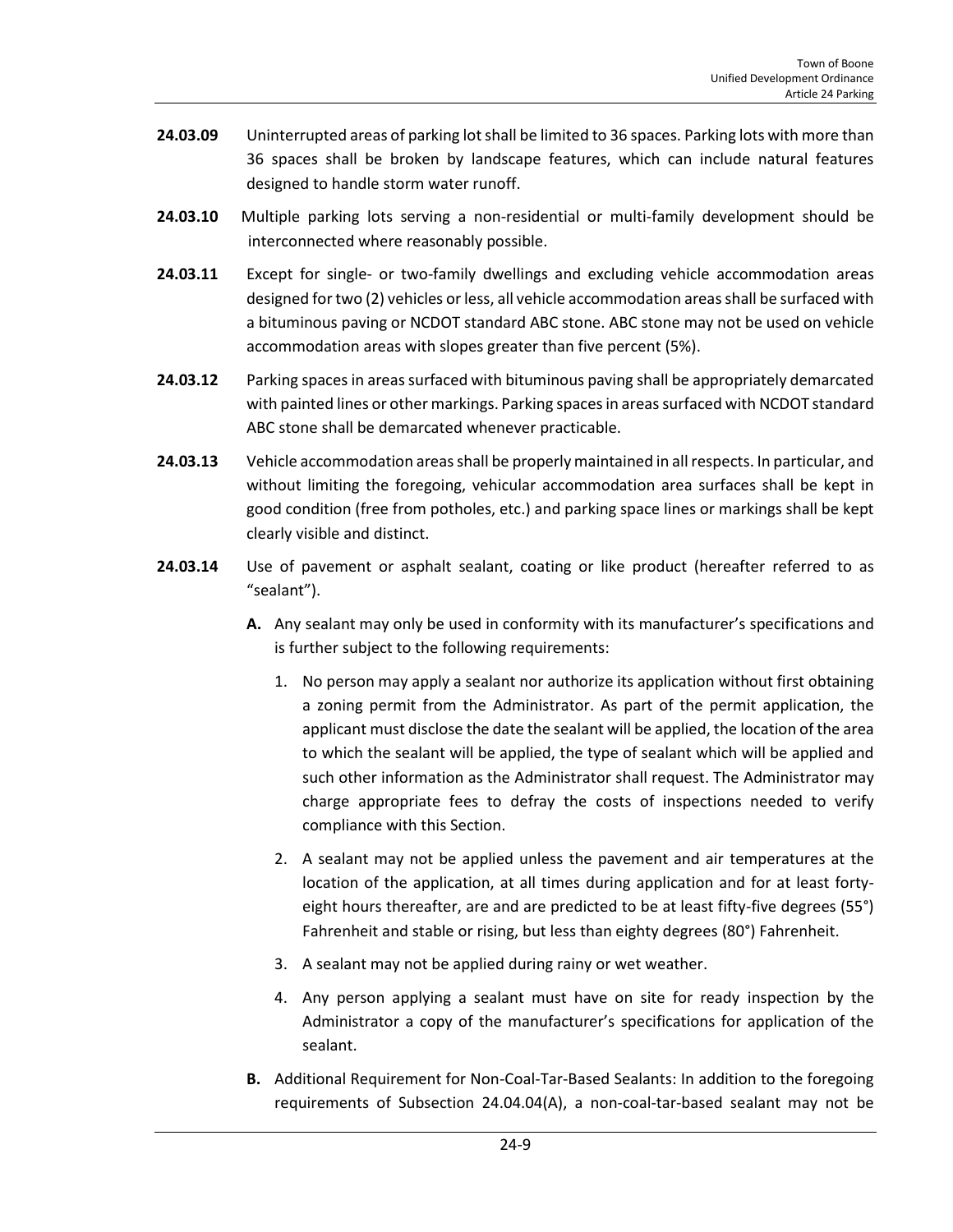**24.03.09** Uninterrupted areas of parking lot shall be limited to 36 spaces. Parking lots with more than 36 spaces shall be broken by landscape features, which can include natural features designed to handle storm water runoff.

**24.03.10** Multiple parking lots serving a non-residential or multi-family development should be interconnected where reasonably possible.

**24.03.11** Except for single- or two-family dwellings and excluding vehicle accommodation areas designed for two (2) vehicles or less, all vehicle accommodation areas shall be surfaced with a bituminous paving or NCDOT standard ABC stone. ABC stone may not be used on vehicle accommodation areas with slopes greater than five percent (5%).

**24.03.12** Parking spaces in areas surfaced with bituminous paving shall be appropriately demarcated with painted lines or other markings. Parking spaces in areas surfaced with NCDOT standard ABC stone shall be demarcated whenever practicable.

**24.03.13** Vehicle accommodation areas shall be properly maintained in all respects. In particular, and without limiting the foregoing, vehicular accommodation area surfaces shall be kept in good condition (free from potholes, etc.) and parking space lines or markings shall be kept clearly visible and distinct.

**24.03.14** Use of pavement or asphalt sealant, coating or like product (hereafter referred to as "sealant").

**A.** Any sealant may only be used in conformity with its manufacturer's specifications and is further subject to the following requirements:

1. No person may apply a sealant nor authorize its application without first obtaining a zoning permit from the Administrator. As part of the permit application, the applicant must disclose the date the sealant will be applied, the location of the area to which the sealant will be applied, the type of sealant which will be applied and such other information as the Administrator shall request. The Administrator may charge appropriate fees to defray the costs of inspections needed to verify compliance with this Section.

2. A sealant may not be applied unless the pavement and air temperatures at the location of the application, at all times during application and for at least forty-eight hours thereafter, are and are predicted to be at least fifty-five degrees (55°) Fahrenheit and stable or rising, but less than eighty degrees (80°) Fahrenheit.

3. A sealant may not be applied during rainy or wet weather.

4. Any person applying a sealant must have on site for ready inspection by the Administrator a copy of the manufacturer's specifications for application of the sealant.

**B.** Additional Requirement for Non-Coal-Tar-Based Sealants: In addition to the foregoing requirements of Subsection 24.04.04(A), a non-coal-tar-based sealant may not be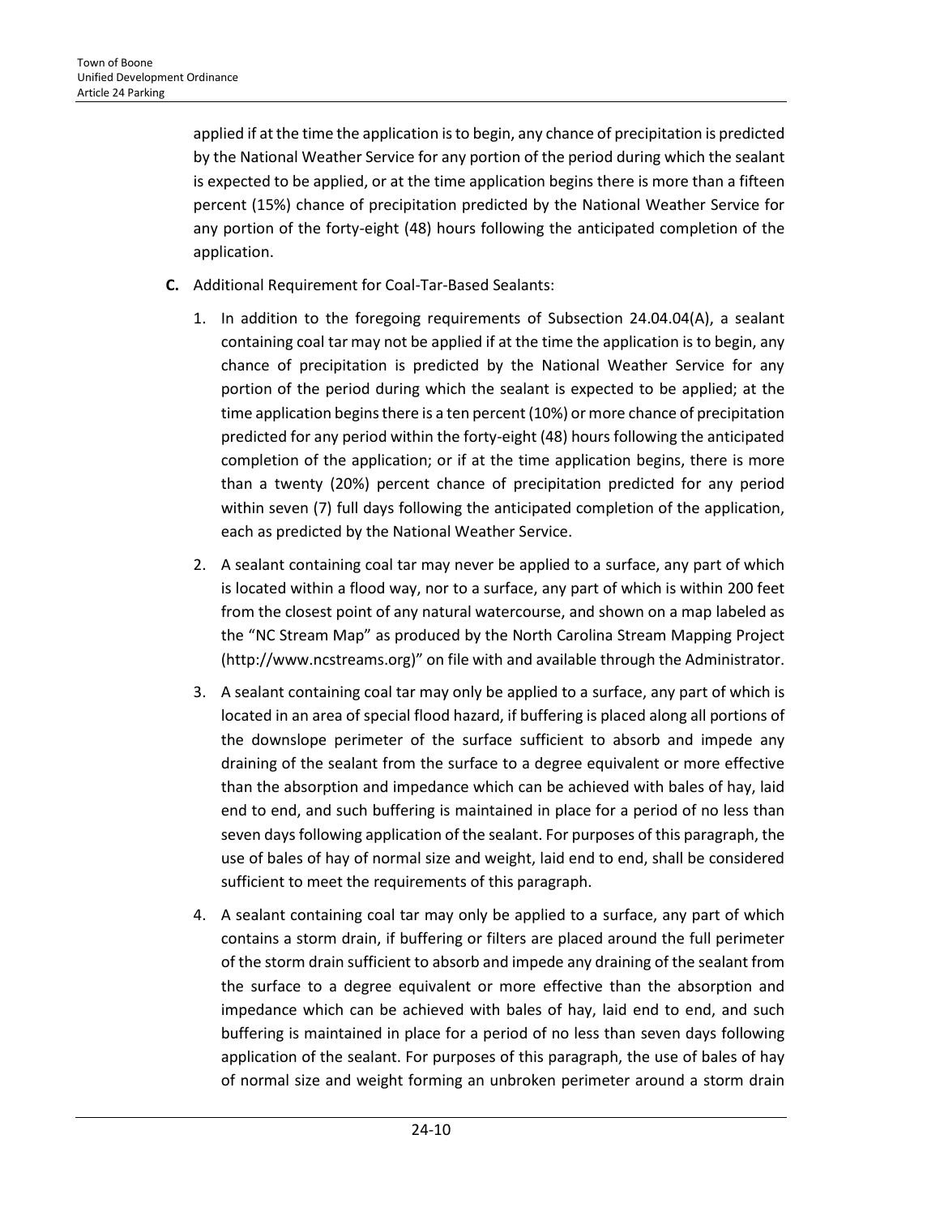applied if at the time the application is to begin, any chance of precipitation is predicted by the National Weather Service for any portion of the period during which the sealant is expected to be applied, or at the time application begins there is more than a fifteen percent (15%) chance of precipitation predicted by the National Weather Service for any portion of the forty-eight (48) hours following the anticipated completion of the application.

**C.** Additional Requirement for Coal-Tar-Based Sealants:

1. In addition to the foregoing requirements of Subsection 24.04.04(A), a sealant containing coal tar may not be applied if at the time the application is to begin, any chance of precipitation is predicted by the National Weather Service for any portion of the period during which the sealant is expected to be applied; at the time application begins there is a ten percent (10%) or more chance of precipitation predicted for any period within the forty-eight (48) hours following the anticipated completion of the application; or if at the time application begins, there is more than a twenty (20%) percent chance of precipitation predicted for any period within seven (7) full days following the anticipated completion of the application, each as predicted by the National Weather Service.

2. A sealant containing coal tar may never be applied to a surface, any part of which is located within a flood way, nor to a surface, any part of which is within 200 feet from the closest point of any natural watercourse, and shown on a map labeled as the "NC Stream Map" as produced by the North Carolina Stream Mapping Project (http://www.ncstreams.org)" on file with and available through the Administrator.

3. A sealant containing coal tar may only be applied to a surface, any part of which is located in an area of special flood hazard, if buffering is placed along all portions of the downslope perimeter of the surface sufficient to absorb and impede any draining of the sealant from the surface to a degree equivalent or more effective than the absorption and impedance which can be achieved with bales of hay, laid end to end, and such buffering is maintained in place for a period of no less than seven days following application of the sealant. For purposes of this paragraph, the use of bales of hay of normal size and weight, laid end to end, shall be considered sufficient to meet the requirements of this paragraph.

4. A sealant containing coal tar may only be applied to a surface, any part of which contains a storm drain, if buffering or filters are placed around the full perimeter of the storm drain sufficient to absorb and impede any draining of the sealant from the surface to a degree equivalent or more effective than the absorption and impedance which can be achieved with bales of hay, laid end to end, and such buffering is maintained in place for a period of no less than seven days following application of the sealant. For purposes of this paragraph, the use of bales of hay of normal size and weight forming an unbroken perimeter around a storm drain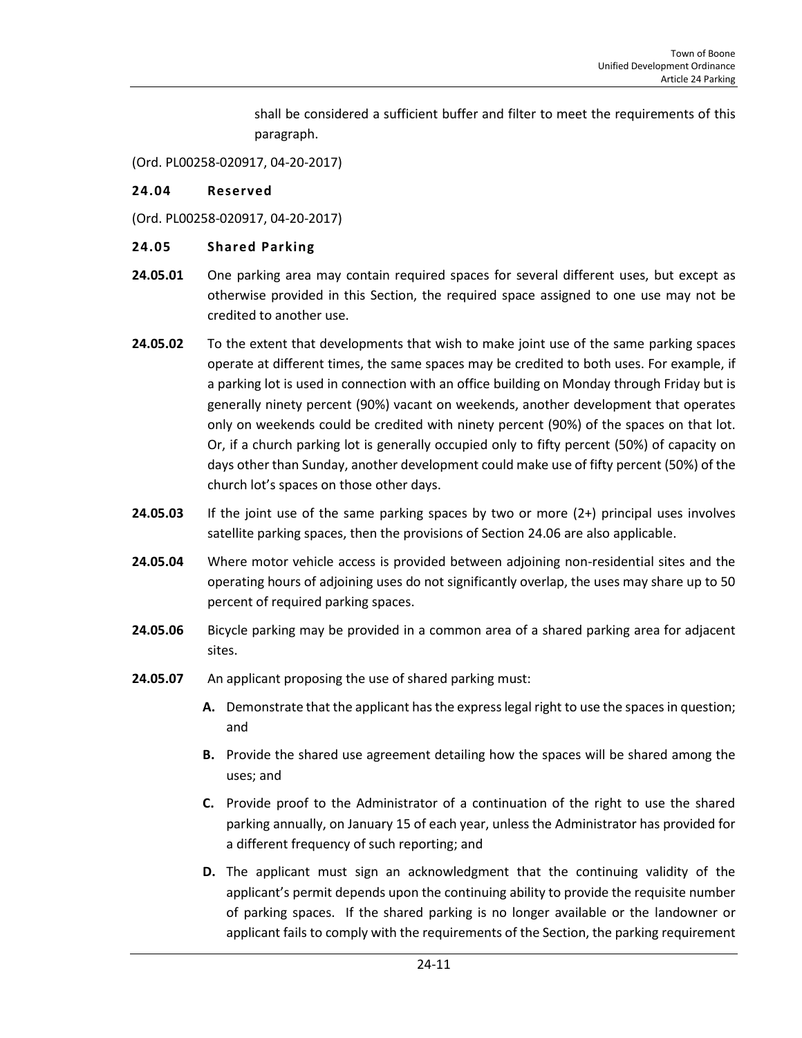shall be considered a sufficient buffer and filter to meet the requirements of this paragraph.

(Ord. PL00258-020917, 04-20-2017)

### 24.04 Reserved

(Ord. PL00258-020917, 04-20-2017)

### 24.05 Shared Parking

**24.05.01** One parking area may contain required spaces for several different uses, but except as otherwise provided in this Section, the required space assigned to one use may not be credited to another use.

**24.05.02** To the extent that developments that wish to make joint use of the same parking spaces operate at different times, the same spaces may be credited to both uses. For example, if a parking lot is used in connection with an office building on Monday through Friday but is generally ninety percent (90%) vacant on weekends, another development that operates only on weekends could be credited with ninety percent (90%) of the spaces on that lot. Or, if a church parking lot is generally occupied only to fifty percent (50%) of capacity on days other than Sunday, another development could make use of fifty percent (50%) of the church lot's spaces on those other days.

**24.05.03** If the joint use of the same parking spaces by two or more (2+) principal uses involves satellite parking spaces, then the provisions of Section 24.06 are also applicable.

**24.05.04** Where motor vehicle access is provided between adjoining non-residential sites and the operating hours of adjoining uses do not significantly overlap, the uses may share up to 50 percent of required parking spaces.

**24.05.06** Bicycle parking may be provided in a common area of a shared parking area for adjacent sites.

**24.05.07** An applicant proposing the use of shared parking must:

- **A.** Demonstrate that the applicant has the express legal right to use the spaces in question; and
- **B.** Provide the shared use agreement detailing how the spaces will be shared among the uses; and
- **C.** Provide proof to the Administrator of a continuation of the right to use the shared parking annually, on January 15 of each year, unless the Administrator has provided for a different frequency of such reporting; and
- **D.** The applicant must sign an acknowledgment that the continuing validity of the applicant's permit depends upon the continuing ability to provide the requisite number of parking spaces. If the shared parking is no longer available or the landowner or applicant fails to comply with the requirements of the Section, the parking requirement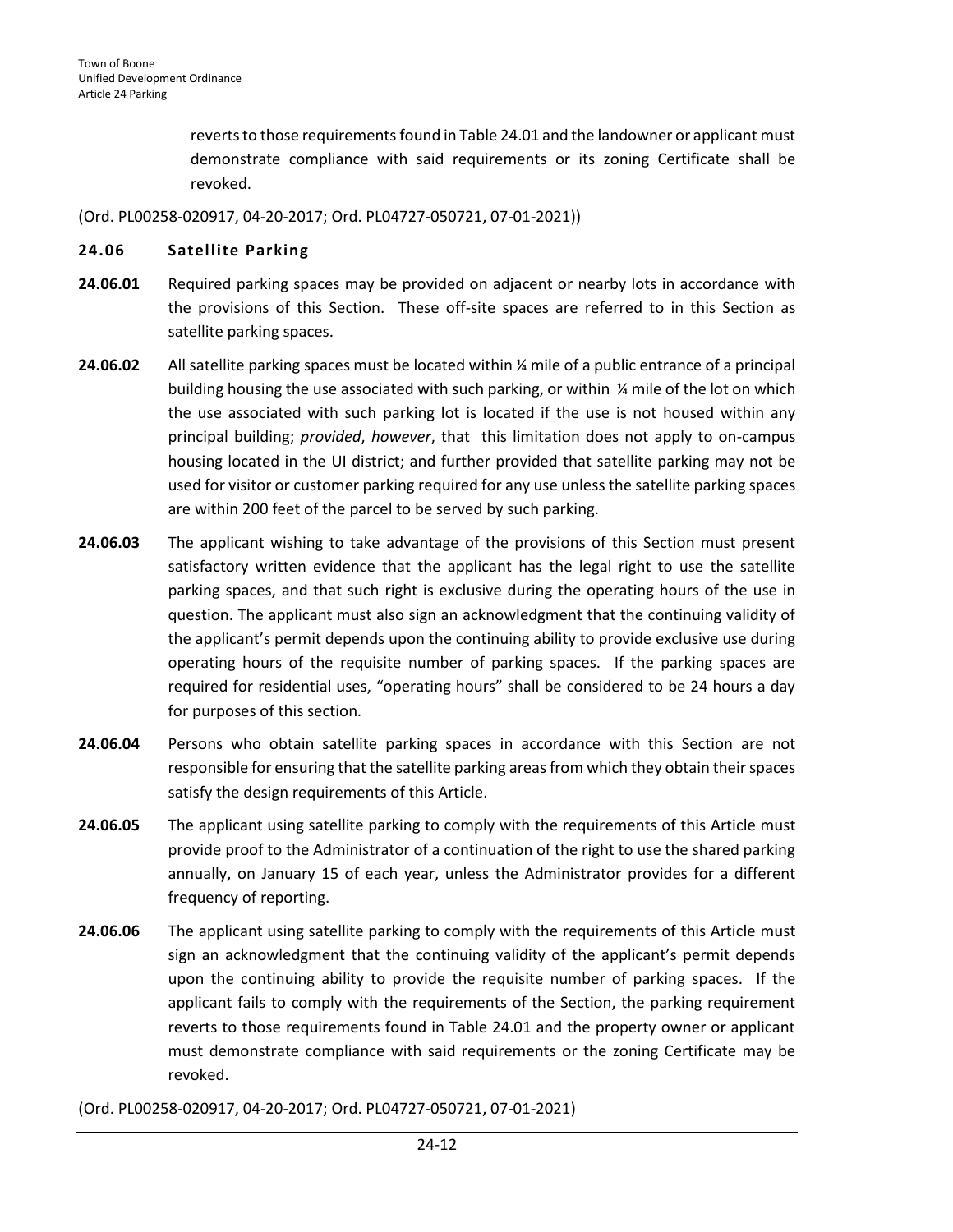reverts to those requirements found in Table 24.01 and the landowner or applicant must demonstrate compliance with said requirements or its zoning Certificate shall be revoked.

(Ord. PL00258-020917, 04-20-2017; Ord. PL04727-050721, 07-01-2021))

## 24.06 Satellite Parking

**24.06.01** Required parking spaces may be provided on adjacent or nearby lots in accordance with the provisions of this Section. These off-site spaces are referred to in this Section as satellite parking spaces.

**24.06.02** All satellite parking spaces must be located within ¼ mile of a public entrance of a principal building housing the use associated with such parking, or within ¼ mile of the lot on which the use associated with such parking lot is located if the use is not housed within any principal building; *provided*, *however*, that this limitation does not apply to on-campus housing located in the UI district; and further provided that satellite parking may not be used for visitor or customer parking required for any use unless the satellite parking spaces are within 200 feet of the parcel to be served by such parking.

**24.06.03** The applicant wishing to take advantage of the provisions of this Section must present satisfactory written evidence that the applicant has the legal right to use the satellite parking spaces, and that such right is exclusive during the operating hours of the use in question. The applicant must also sign an acknowledgment that the continuing validity of the applicant's permit depends upon the continuing ability to provide exclusive use during operating hours of the requisite number of parking spaces. If the parking spaces are required for residential uses, "operating hours" shall be considered to be 24 hours a day for purposes of this section.

**24.06.04** Persons who obtain satellite parking spaces in accordance with this Section are not responsible for ensuring that the satellite parking areas from which they obtain their spaces satisfy the design requirements of this Article.

**24.06.05** The applicant using satellite parking to comply with the requirements of this Article must provide proof to the Administrator of a continuation of the right to use the shared parking annually, on January 15 of each year, unless the Administrator provides for a different frequency of reporting.

**24.06.06** The applicant using satellite parking to comply with the requirements of this Article must sign an acknowledgment that the continuing validity of the applicant's permit depends upon the continuing ability to provide the requisite number of parking spaces. If the applicant fails to comply with the requirements of the Section, the parking requirement reverts to those requirements found in Table 24.01 and the property owner or applicant must demonstrate compliance with said requirements or the zoning Certificate may be revoked.

(Ord. PL00258-020917, 04-20-2017; Ord. PL04727-050721, 07-01-2021)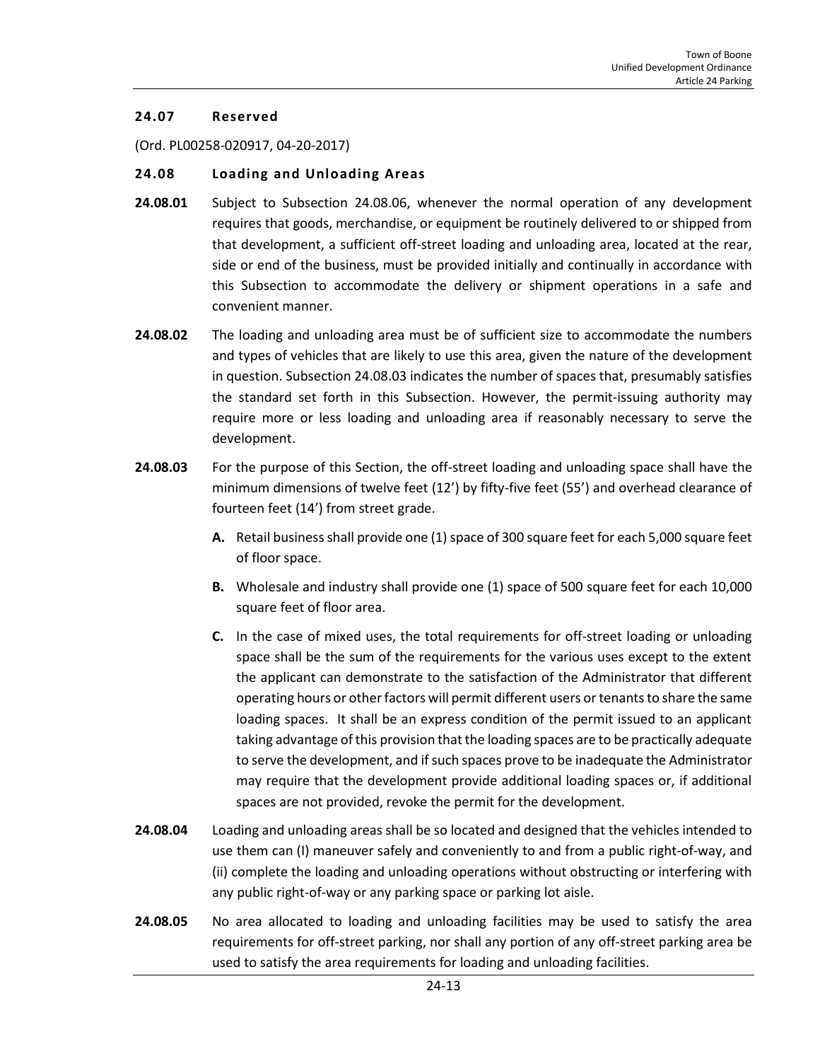### 24.07 Reserved

(Ord. PL00258-020917, 04-20-2017)

### 24.08 Loading and Unloading Areas

**24.08.01** Subject to Subsection 24.08.06, whenever the normal operation of any development requires that goods, merchandise, or equipment be routinely delivered to or shipped from that development, a sufficient off-street loading and unloading area, located at the rear, side or end of the business, must be provided initially and continually in accordance with this Subsection to accommodate the delivery or shipment operations in a safe and convenient manner.

**24.08.02** The loading and unloading area must be of sufficient size to accommodate the numbers and types of vehicles that are likely to use this area, given the nature of the development in question. Subsection 24.08.03 indicates the number of spaces that, presumably satisfies the standard set forth in this Subsection. However, the permit-issuing authority may require more or less loading and unloading area if reasonably necessary to serve the development.

**24.08.03** For the purpose of this Section, the off-street loading and unloading space shall have the minimum dimensions of twelve feet (12') by fifty-five feet (55') and overhead clearance of fourteen feet (14') from street grade.

- **A.** Retail business shall provide one (1) space of 300 square feet for each 5,000 square feet of floor space.
- **B.** Wholesale and industry shall provide one (1) space of 500 square feet for each 10,000 square feet of floor area.
- **C.** In the case of mixed uses, the total requirements for off-street loading or unloading space shall be the sum of the requirements for the various uses except to the extent the applicant can demonstrate to the satisfaction of the Administrator that different operating hours or other factors will permit different users or tenants to share the same loading spaces. It shall be an express condition of the permit issued to an applicant taking advantage of this provision that the loading spaces are to be practically adequate to serve the development, and if such spaces prove to be inadequate the Administrator may require that the development provide additional loading spaces or, if additional spaces are not provided, revoke the permit for the development.

**24.08.04** Loading and unloading areas shall be so located and designed that the vehicles intended to use them can (I) maneuver safely and conveniently to and from a public right-of-way, and (ii) complete the loading and unloading operations without obstructing or interfering with any public right-of-way or any parking space or parking lot aisle.

**24.08.05** No area allocated to loading and unloading facilities may be used to satisfy the area requirements for off-street parking, nor shall any portion of any off-street parking area be used to satisfy the area requirements for loading and unloading facilities.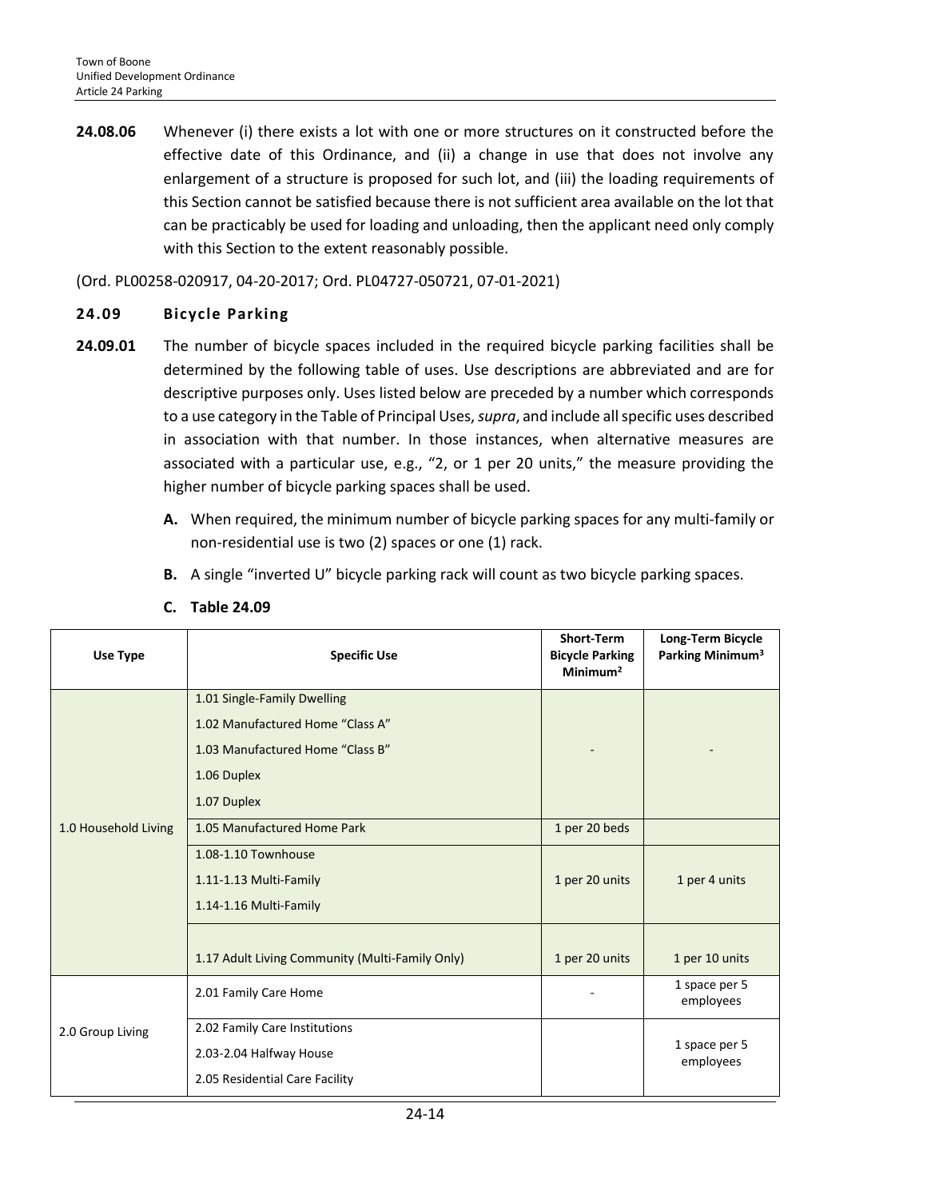**24.08.06** Whenever (i) there exists a lot with one or more structures on it constructed before the effective date of this Ordinance, and (ii) a change in use that does not involve any enlargement of a structure is proposed for such lot, and (iii) the loading requirements of this Section cannot be satisfied because there is not sufficient area available on the lot that can be practicably be used for loading and unloading, then the applicant need only comply with this Section to the extent reasonably possible.

(Ord. PL00258-020917, 04-20-2017; Ord. PL04727-050721, 07-01-2021)

## 24.09 Bicycle Parking

**24.09.01** The number of bicycle spaces included in the required bicycle parking facilities shall be determined by the following table of uses. Use descriptions are abbreviated and are for descriptive purposes only. Uses listed below are preceded by a number which corresponds to a use category in the Table of Principal Uses, *supra*, and include all specific uses described in association with that number. In those instances, when alternative measures are associated with a particular use, e.g., "2, or 1 per 20 units," the measure providing the higher number of bicycle parking spaces shall be used.

**A.** When required, the minimum number of bicycle parking spaces for any multi-family or non-residential use is two (2) spaces or one (1) rack.

**B.** A single "inverted U" bicycle parking rack will count as two bicycle parking spaces.

**C. Table 24.09**

| Use Type | Specific Use | Short-Term Bicycle Parking Minimum[2] | Long-Term Bicycle Parking Minimum[3] |
|---|---|---|---|
| 1.0 Household Living | 1.01 Single-Family Dwelling<br>1.02 Manufactured Home "Class A"<br>1.03 Manufactured Home "Class B"<br>1.06 Duplex<br>1.07 Duplex | - | - |
| | 1.05 Manufactured Home Park | 1 per 20 beds | |
| | 1.08-1.10 Townhouse<br>1.11-1.13 Multi-Family<br>1.14-1.16 Multi-Family | 1 per 20 units | 1 per 4 units |
| | 1.17 Adult Living Community (Multi-Family Only) | 1 per 20 units | 1 per 10 units |
| 2.0 Group Living | 2.01 Family Care Home | - | 1 space per 5 employees |
| | 2.02 Family Care Institutions<br>2.03-2.04 Halfway House<br>2.05 Residential Care Facility | | 1 space per 5 employees |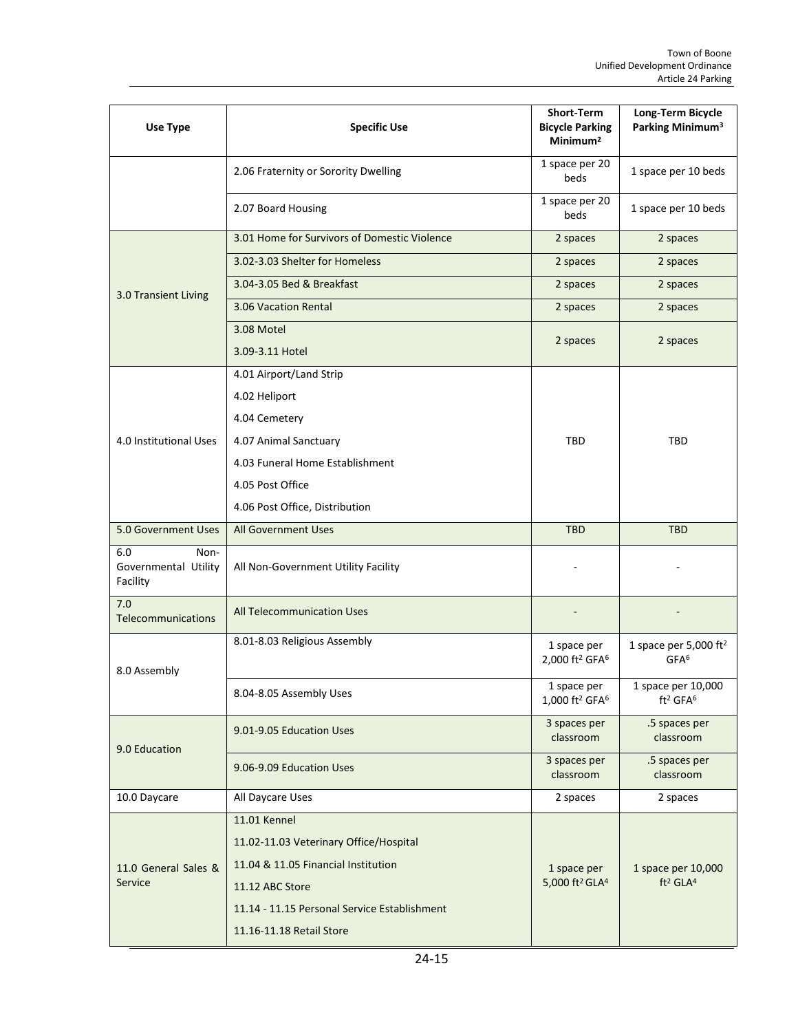| Use Type | Specific Use | Short-Term Bicycle Parking Minimum[2] | Long-Term Bicycle Parking Minimum[3] |
|---|---|---|---|
| | 2.06 Fraternity or Sorority Dwelling | 1 space per 20 beds | 1 space per 10 beds |
| | 2.07 Board Housing | 1 space per 20 beds | 1 space per 10 beds |
| 3.0 Transient Living | 3.01 Home for Survivors of Domestic Violence | 2 spaces | 2 spaces |
| | 3.02-3.03 Shelter for Homeless | 2 spaces | 2 spaces |
| | 3.04-3.05 Bed & Breakfast | 2 spaces | 2 spaces |
| | 3.06 Vacation Rental | 2 spaces | 2 spaces |
| | 3.08 Motel<br>3.09-3.11 Hotel | 2 spaces | 2 spaces |
| 4.0 Institutional Uses | 4.01 Airport/Land Strip<br>4.02 Heliport<br>4.04 Cemetery<br>4.07 Animal Sanctuary<br>4.03 Funeral Home Establishment<br>4.05 Post Office<br>4.06 Post Office, Distribution | TBD | TBD |
| 5.0 Government Uses | All Government Uses | TBD | TBD |
| 6.0 Non-Governmental Utility Facility | All Non-Government Utility Facility | - | - |
| 7.0 Telecommunications | All Telecommunication Uses | - | - |
| 8.0 Assembly | 8.01-8.03 Religious Assembly | 1 space per 2,000 ft² GFA[6] | 1 space per 5,000 ft² GFA[6] |
| | 8.04-8.05 Assembly Uses | 1 space per 1,000 ft² GFA[6] | 1 space per 10,000 ft² GFA[6] |
| 9.0 Education | 9.01-9.05 Education Uses | 3 spaces per classroom | .5 spaces per classroom |
| | 9.06-9.09 Education Uses | 3 spaces per classroom | .5 spaces per classroom |
| 10.0 Daycare | All Daycare Uses | 2 spaces | 2 spaces |
| 11.0 General Sales & Service | 11.01 Kennel<br>11.02-11.03 Veterinary Office/Hospital<br>11.04 & 11.05 Financial Institution<br>11.12 ABC Store<br>11.14 - 11.15 Personal Service Establishment<br>11.16-11.18 Retail Store | 1 space per 5,000 ft² GLA[4] | 1 space per 10,000 ft² GLA[4] |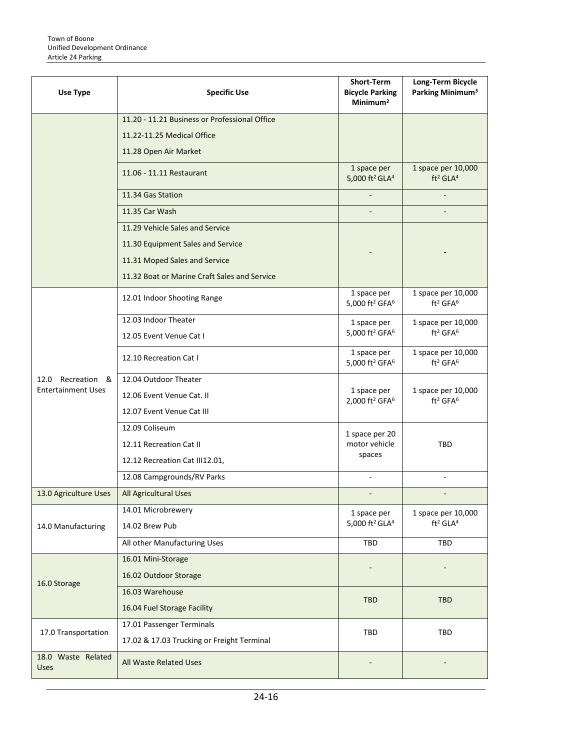| Use Type | Specific Use | Short-Term Bicycle Parking Minimum[2] | Long-Term Bicycle Parking Minimum[3] |
| --- | --- | --- | --- |
| | 11.20 - 11.21 Business or Professional Office<br>11.22-11.25 Medical Office<br>11.28 Open Air Market | | |
| | 11.06 - 11.11 Restaurant | 1 space per 5,000 ft² GLA[4] | 1 space per 10,000 ft² GLA[4] |
| | 11.34 Gas Station | - | - |
| | 11.35 Car Wash | - | - |
| | 11.29 Vehicle Sales and Service<br>11.30 Equipment Sales and Service<br>11.31 Moped Sales and Service<br>11.32 Boat or Marine Craft Sales and Service | - | - |
| 12.0 Recreation & Entertainment Uses | 12.01 Indoor Shooting Range | 1 space per 5,000 ft² GFA[6] | 1 space per 10,000 ft² GFA[6] |
| | 12.03 Indoor Theater<br>12.05 Event Venue Cat I | 1 space per 5,000 ft² GFA[6] | 1 space per 10,000 ft² GFA[6] |
| | 12.10 Recreation Cat I | 1 space per 5,000 ft² GFA[6] | 1 space per 10,000 ft² GFA[6] |
| | 12.04 Outdoor Theater<br>12.06 Event Venue Cat. II<br>12.07 Event Venue Cat III | 1 space per 2,000 ft² GFA[6] | 1 space per 10,000 ft² GFA[6] |
| | 12.09 Coliseum<br>12.11 Recreation Cat II<br>12.12 Recreation Cat III12.01, | 1 space per 20 motor vehicle spaces | TBD |
| | 12.08 Campgrounds/RV Parks | - | - |
| 13.0 Agriculture Uses | All Agricultural Uses | - | - |
| 14.0 Manufacturing | 14.01 Microbrewery<br>14.02 Brew Pub | 1 space per 5,000 ft² GLA[4] | 1 space per 10,000 ft² GLA[4] |
| | All other Manufacturing Uses | TBD | TBD |
| 16.0 Storage | 16.01 Mini-Storage<br>16.02 Outdoor Storage | - | - |
| | 16.03 Warehouse<br>16.04 Fuel Storage Facility | TBD | TBD |
| 17.0 Transportation | 17.01 Passenger Terminals<br>17.02 & 17.03 Trucking or Freight Terminal | TBD | TBD |
| 18.0 Waste Related Uses | All Waste Related Uses | - | - |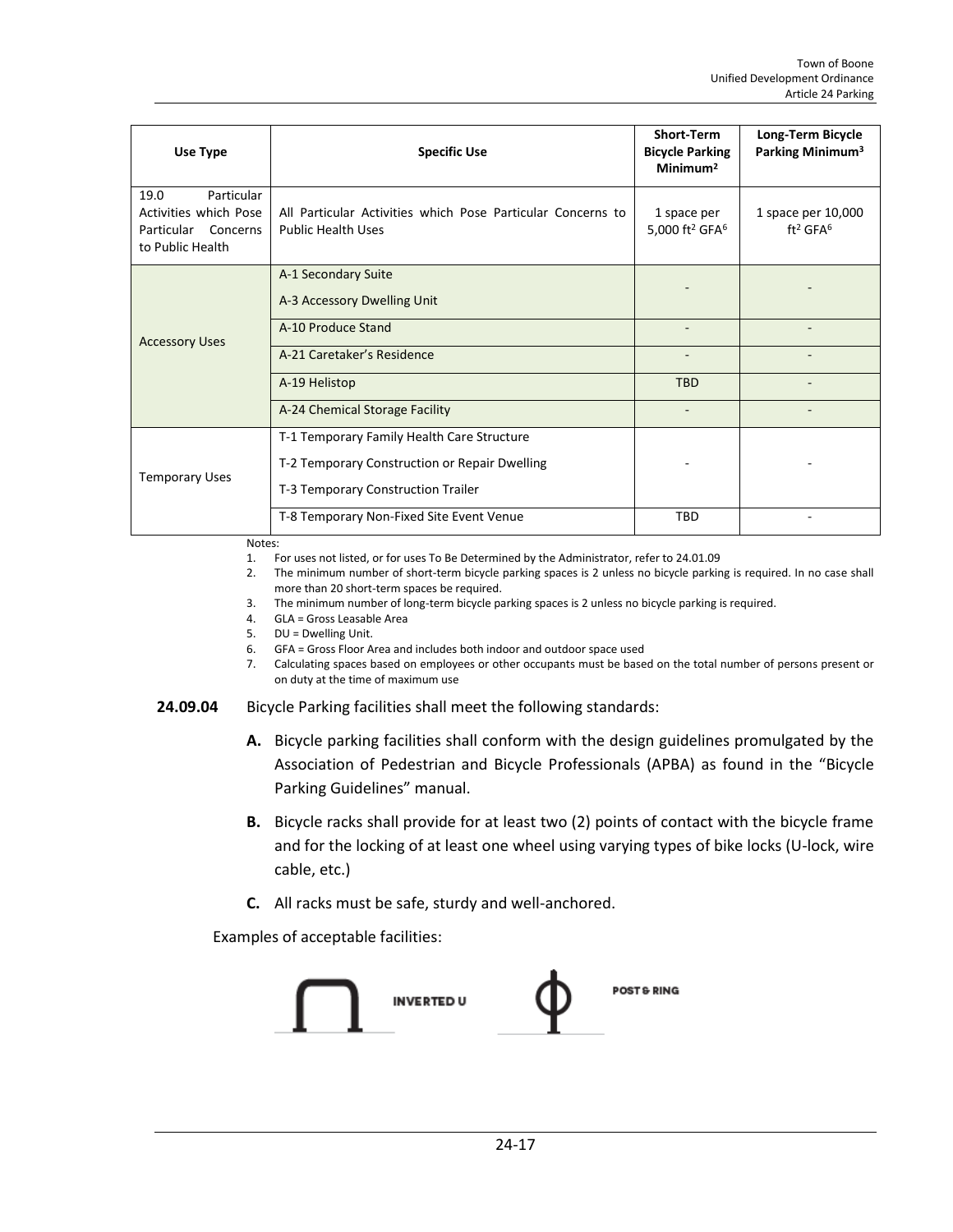| Use Type | Specific Use | Short-Term Bicycle Parking Minimum[2] | Long-Term Bicycle Parking Minimum[3] |
|---|---|---|---|
| 19.0 Particular Activities which Pose Particular Concerns to Public Health | All Particular Activities which Pose Particular Concerns to Public Health Uses | 1 space per 5,000 $ft^2$ GFA[6] | 1 space per 10,000 $ft^2$ GFA[6] |
| Accessory Uses | A-1 Secondary Suite<br>A-3 Accessory Dwelling Unit | - | - |
| | A-10 Produce Stand | - | - |
| | A-21 Caretaker's Residence | - | - |
| | A-19 Helistop | TBD | - |
| | A-24 Chemical Storage Facility | - | - |
| Temporary Uses | T-1 Temporary Family Health Care Structure<br>T-2 Temporary Construction or Repair Dwelling<br>T-3 Temporary Construction Trailer | - | - |
| | T-8 Temporary Non-Fixed Site Event Venue | TBD | - |

Notes:

1. For uses not listed, or for uses To Be Determined by the Administrator, refer to 24.01.09
2. The minimum number of short-term bicycle parking spaces is 2 unless no bicycle parking is required. In no case shall more than 20 short-term spaces be required.
3. The minimum number of long-term bicycle parking spaces is 2 unless no bicycle parking is required.
4. GLA = Gross Leasable Area
5. DU = Dwelling Unit.
6. GFA = Gross Floor Area and includes both indoor and outdoor space used
7. Calculating spaces based on employees or other occupants must be based on the total number of persons present or on duty at the time of maximum use

**24.09.04** Bicycle Parking facilities shall meet the following standards:

**A.** Bicycle parking facilities shall conform with the design guidelines promulgated by the Association of Pedestrian and Bicycle Professionals (APBA) as found in the "Bicycle Parking Guidelines" manual.

**B.** Bicycle racks shall provide for at least two (2) points of contact with the bicycle frame and for the locking of at least one wheel using varying types of bike locks (U-lock, wire cable, etc.)

**C.** All racks must be safe, sturdy and well-anchored.

Examples of acceptable facilities:

INVERTED U

POST & RING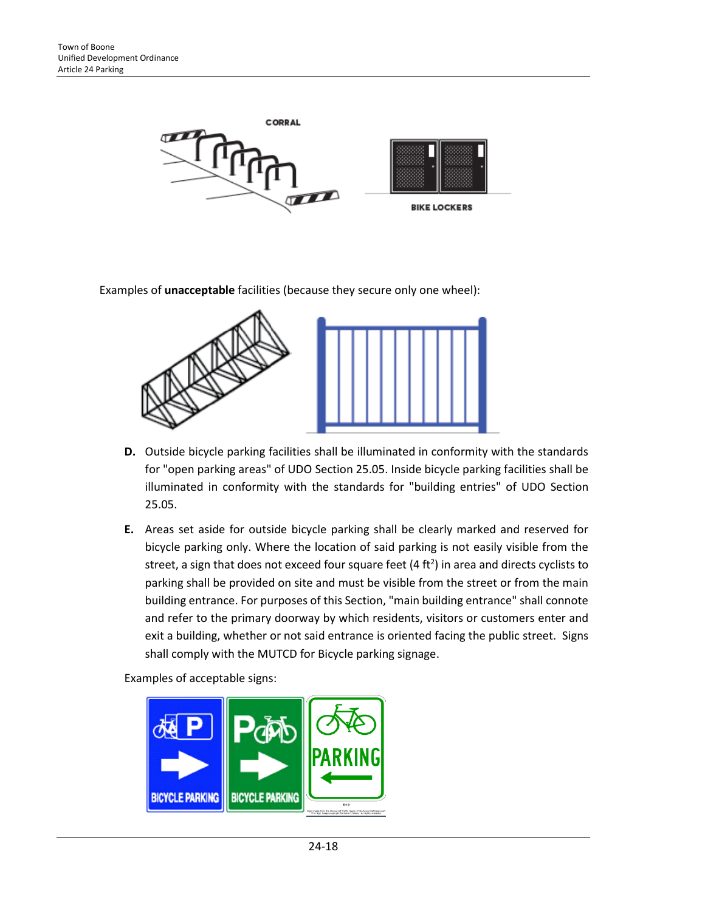CORRAL

BIKE LOCKERS

Examples of **unacceptable** facilities (because they secure only one wheel):

**D.** Outside bicycle parking facilities shall be illuminated in conformity with the standards for "open parking areas" of UDO Section 25.05. Inside bicycle parking facilities shall be illuminated in conformity with the standards for "building entries" of UDO Section 25.05.

**E.** Areas set aside for outside bicycle parking shall be clearly marked and reserved for bicycle parking only. Where the location of said parking is not easily visible from the street, a sign that does not exceed four square feet (4 $ft^2$) in area and directs cyclists to parking shall be provided on site and must be visible from the street or from the main building entrance. For purposes of this Section, "main building entrance" shall connote and refer to the primary doorway by which residents, visitors or customers enter and exit a building, whether or not said entrance is oriented facing the public street. Signs shall comply with the MUTCD for Bicycle parking signage.

Examples of acceptable signs:

BICYCLE PARKING

BICYCLE PARKING

PARKING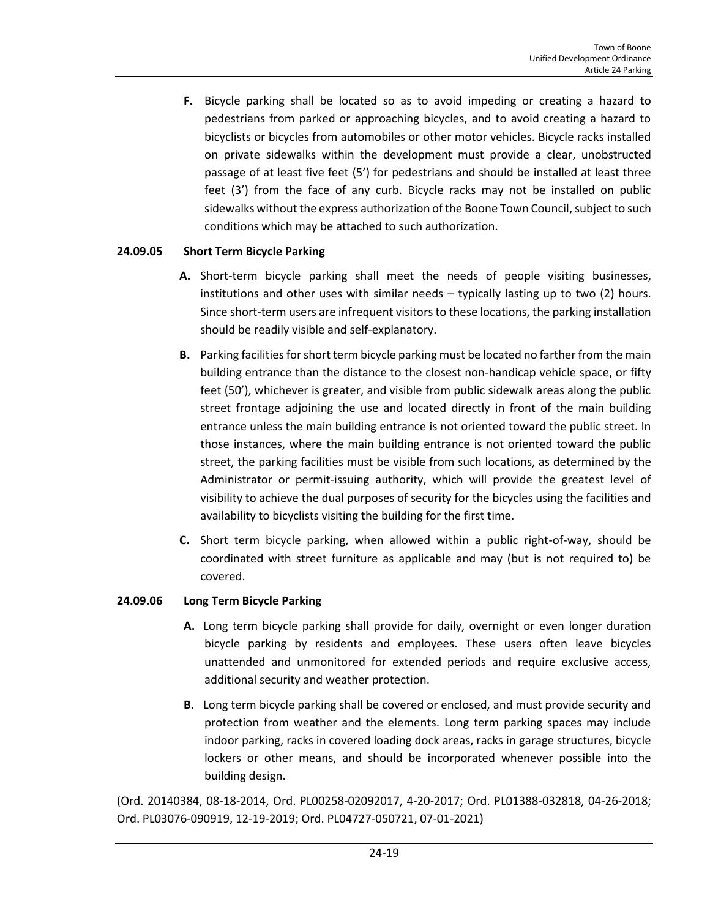**F.** Bicycle parking shall be located so as to avoid impeding or creating a hazard to pedestrians from parked or approaching bicycles, and to avoid creating a hazard to bicyclists or bicycles from automobiles or other motor vehicles. Bicycle racks installed on private sidewalks within the development must provide a clear, unobstructed passage of at least five feet (5') for pedestrians and should be installed at least three feet (3') from the face of any curb. Bicycle racks may not be installed on public sidewalks without the express authorization of the Boone Town Council, subject to such conditions which may be attached to such authorization.

### 24.09.05 Short Term Bicycle Parking

**A.** Short-term bicycle parking shall meet the needs of people visiting businesses, institutions and other uses with similar needs – typically lasting up to two (2) hours. Since short-term users are infrequent visitors to these locations, the parking installation should be readily visible and self-explanatory.

**B.** Parking facilities for short term bicycle parking must be located no farther from the main building entrance than the distance to the closest non-handicap vehicle space, or fifty feet (50'), whichever is greater, and visible from public sidewalk areas along the public street frontage adjoining the use and located directly in front of the main building entrance unless the main building entrance is not oriented toward the public street. In those instances, where the main building entrance is not oriented toward the public street, the parking facilities must be visible from such locations, as determined by the Administrator or permit-issuing authority, which will provide the greatest level of visibility to achieve the dual purposes of security for the bicycles using the facilities and availability to bicyclists visiting the building for the first time.

**C.** Short term bicycle parking, when allowed within a public right-of-way, should be coordinated with street furniture as applicable and may (but is not required to) be covered.

### 24.09.06 Long Term Bicycle Parking

**A.** Long term bicycle parking shall provide for daily, overnight or even longer duration bicycle parking by residents and employees. These users often leave bicycles unattended and unmonitored for extended periods and require exclusive access, additional security and weather protection.

**B.** Long term bicycle parking shall be covered or enclosed, and must provide security and protection from weather and the elements. Long term parking spaces may include indoor parking, racks in covered loading dock areas, racks in garage structures, bicycle lockers or other means, and should be incorporated whenever possible into the building design.

(Ord. 20140384, 08-18-2014, Ord. PL00258-02092017, 4-20-2017; Ord. PL01388-032818, 04-26-2018; Ord. PL03076-090919, 12-19-2019; Ord. PL04727-050721, 07-01-2021)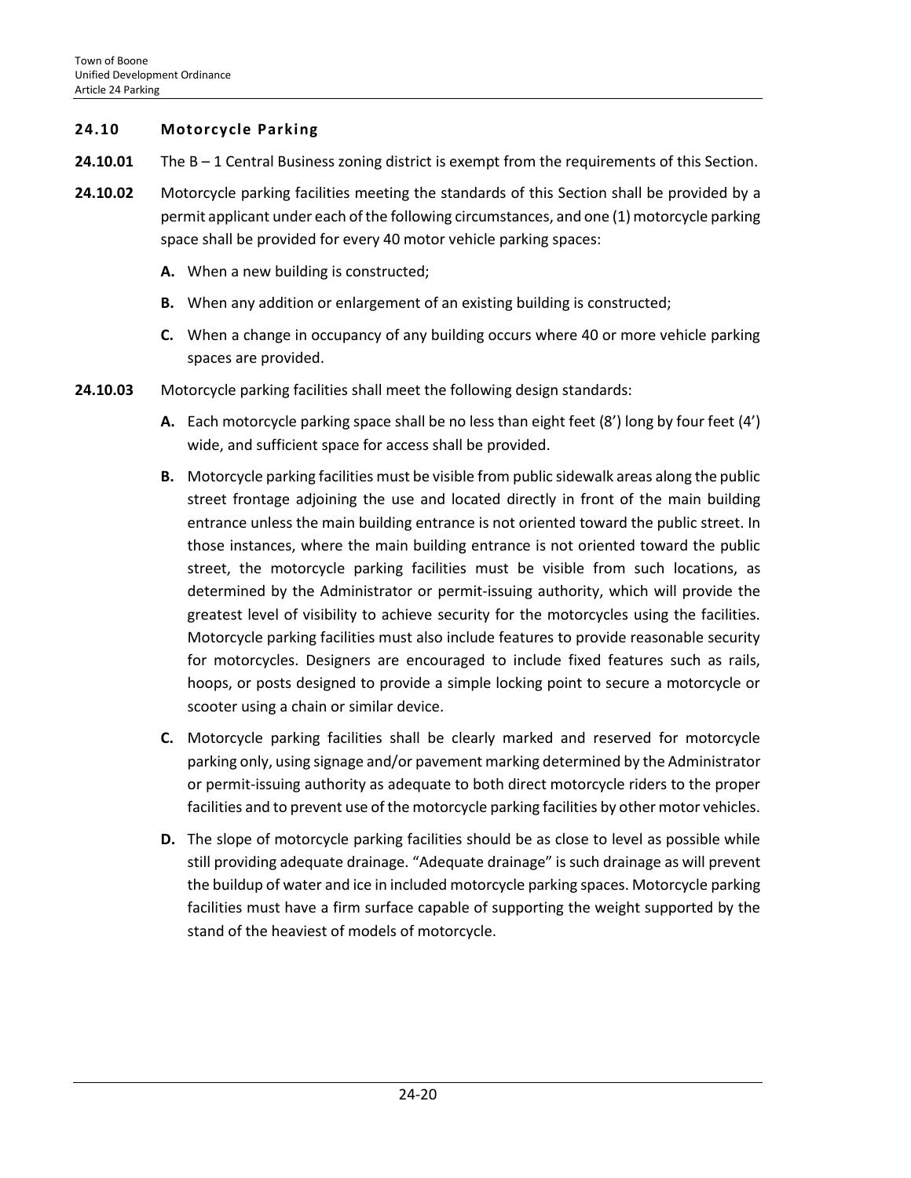## 24.10 Motorcycle Parking

**24.10.01** The B – 1 Central Business zoning district is exempt from the requirements of this Section.

**24.10.02** Motorcycle parking facilities meeting the standards of this Section shall be provided by a permit applicant under each of the following circumstances, and one (1) motorcycle parking space shall be provided for every 40 motor vehicle parking spaces:

- **A.** When a new building is constructed;
- **B.** When any addition or enlargement of an existing building is constructed;
- **C.** When a change in occupancy of any building occurs where 40 or more vehicle parking spaces are provided.

**24.10.03** Motorcycle parking facilities shall meet the following design standards:

- **A.** Each motorcycle parking space shall be no less than eight feet (8') long by four feet (4') wide, and sufficient space for access shall be provided.
- **B.** Motorcycle parking facilities must be visible from public sidewalk areas along the public street frontage adjoining the use and located directly in front of the main building entrance unless the main building entrance is not oriented toward the public street. In those instances, where the main building entrance is not oriented toward the public street, the motorcycle parking facilities must be visible from such locations, as determined by the Administrator or permit-issuing authority, which will provide the greatest level of visibility to achieve security for the motorcycles using the facilities. Motorcycle parking facilities must also include features to provide reasonable security for motorcycles. Designers are encouraged to include fixed features such as rails, hoops, or posts designed to provide a simple locking point to secure a motorcycle or scooter using a chain or similar device.
- **C.** Motorcycle parking facilities shall be clearly marked and reserved for motorcycle parking only, using signage and/or pavement marking determined by the Administrator or permit-issuing authority as adequate to both direct motorcycle riders to the proper facilities and to prevent use of the motorcycle parking facilities by other motor vehicles.
- **D.** The slope of motorcycle parking facilities should be as close to level as possible while still providing adequate drainage. "Adequate drainage" is such drainage as will prevent the buildup of water and ice in included motorcycle parking spaces. Motorcycle parking facilities must have a firm surface capable of supporting the weight supported by the stand of the heaviest of models of motorcycle.